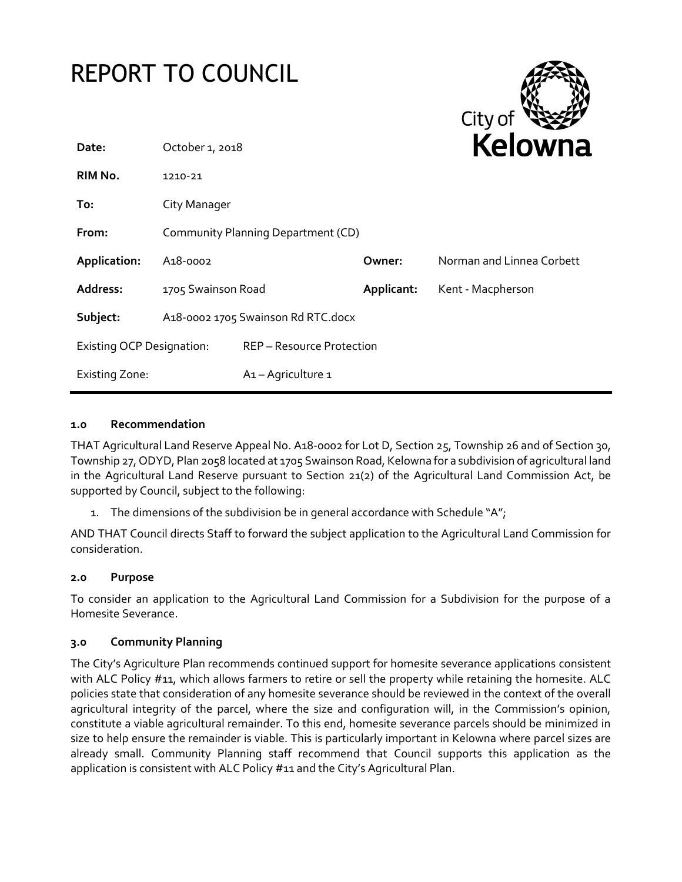# REPORT TO COUNCIL

| | | | |
|---|---|---|---|
| **Date:** | October 1, 2018 | | |
| **RIM No.** | 1210-21 | | |
| **To:** | City Manager | | |
| **From:** | Community Planning Department (CD) | | |
| **Application:** | A18-0002 | **Owner:** | Norman and Linnea Corbett |
| **Address:** | 1705 Swainson Road | **Applicant:** | Kent - Macpherson |
| **Subject:** | A18-0002 1705 Swainson Rd RTC.docx | | |
| Existing OCP Designation: | REP – Resource Protection | | |
| Existing Zone: | A1 – Agriculture 1 | | |

### 1.0 Recommendation

THAT Agricultural Land Reserve Appeal No. A18-0002 for Lot D, Section 25, Township 26 and of Section 30, Township 27, ODYD, Plan 2058 located at 1705 Swainson Road, Kelowna for a subdivision of agricultural land in the Agricultural Land Reserve pursuant to Section 21(2) of the Agricultural Land Commission Act, be supported by Council, subject to the following:

1. The dimensions of the subdivision be in general accordance with Schedule "A";

AND THAT Council directs Staff to forward the subject application to the Agricultural Land Commission for consideration.

### 2.0 Purpose

To consider an application to the Agricultural Land Commission for a Subdivision for the purpose of a Homesite Severance.

### 3.0 Community Planning

The City's Agriculture Plan recommends continued support for homesite severance applications consistent with ALC Policy #11, which allows farmers to retire or sell the property while retaining the homesite. ALC policies state that consideration of any homesite severance should be reviewed in the context of the overall agricultural integrity of the parcel, where the size and configuration will, in the Commission's opinion, constitute a viable agricultural remainder. To this end, homesite severance parcels should be minimized in size to help ensure the remainder is viable. This is particularly important in Kelowna where parcel sizes are already small. Community Planning staff recommend that Council supports this application as the application is consistent with ALC Policy #11 and the City's Agricultural Plan.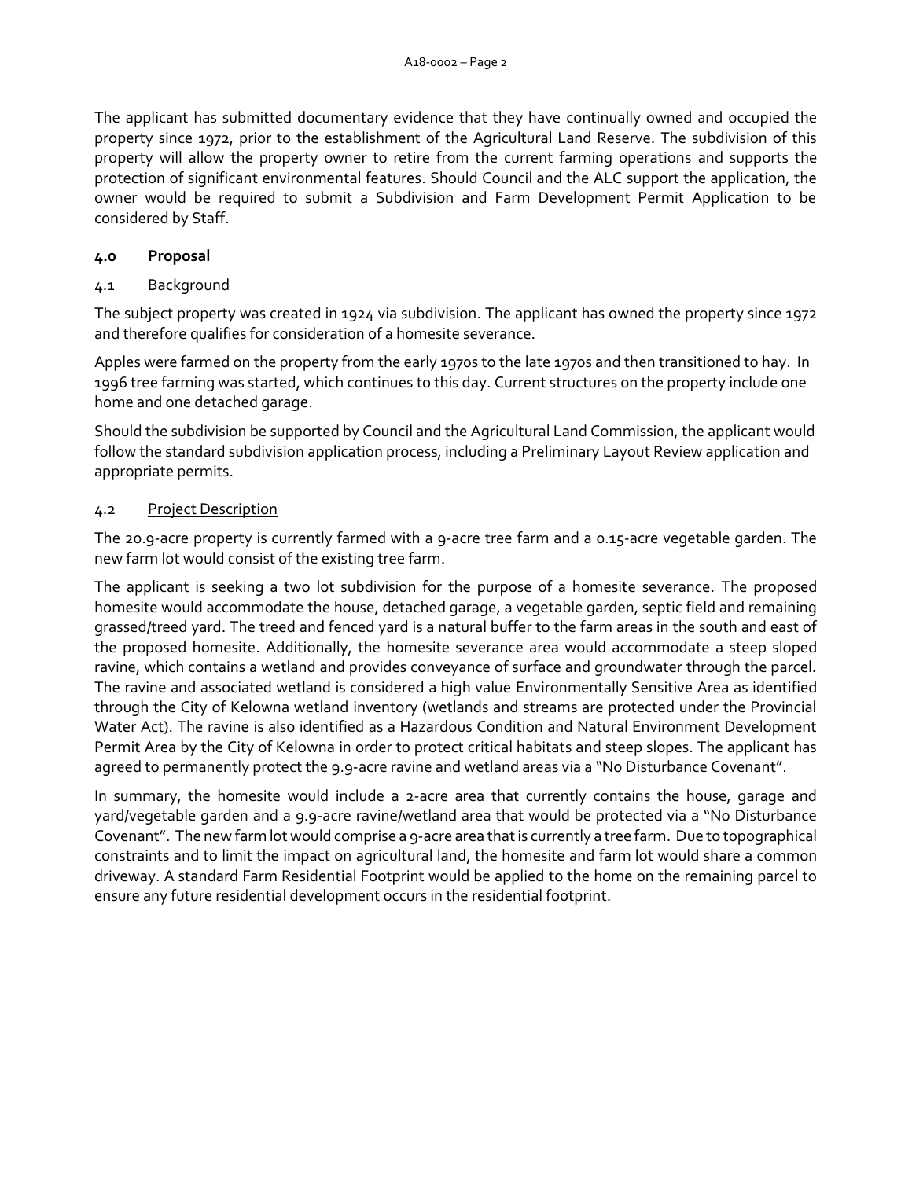The applicant has submitted documentary evidence that they have continually owned and occupied the property since 1972, prior to the establishment of the Agricultural Land Reserve. The subdivision of this property will allow the property owner to retire from the current farming operations and supports the protection of significant environmental features. Should Council and the ALC support the application, the owner would be required to submit a Subdivision and Farm Development Permit Application to be considered by Staff.

## 4.0 Proposal

### 4.1 Background

The subject property was created in 1924 via subdivision. The applicant has owned the property since 1972 and therefore qualifies for consideration of a homesite severance.

Apples were farmed on the property from the early 1970s to the late 1970s and then transitioned to hay. In 1996 tree farming was started, which continues to this day. Current structures on the property include one home and one detached garage.

Should the subdivision be supported by Council and the Agricultural Land Commission, the applicant would follow the standard subdivision application process, including a Preliminary Layout Review application and appropriate permits.

### 4.2 Project Description

The 20.9-acre property is currently farmed with a 9-acre tree farm and a 0.15-acre vegetable garden. The new farm lot would consist of the existing tree farm.

The applicant is seeking a two lot subdivision for the purpose of a homesite severance. The proposed homesite would accommodate the house, detached garage, a vegetable garden, septic field and remaining grassed/treed yard. The treed and fenced yard is a natural buffer to the farm areas in the south and east of the proposed homesite. Additionally, the homesite severance area would accommodate a steep sloped ravine, which contains a wetland and provides conveyance of surface and groundwater through the parcel. The ravine and associated wetland is considered a high value Environmentally Sensitive Area as identified through the City of Kelowna wetland inventory (wetlands and streams are protected under the Provincial Water Act). The ravine is also identified as a Hazardous Condition and Natural Environment Development Permit Area by the City of Kelowna in order to protect critical habitats and steep slopes. The applicant has agreed to permanently protect the 9.9-acre ravine and wetland areas via a "No Disturbance Covenant".

In summary, the homesite would include a 2-acre area that currently contains the house, garage and yard/vegetable garden and a 9.9-acre ravine/wetland area that would be protected via a "No Disturbance Covenant". The new farm lot would comprise a 9-acre area that is currently a tree farm. Due to topographical constraints and to limit the impact on agricultural land, the homesite and farm lot would share a common driveway. A standard Farm Residential Footprint would be applied to the home on the remaining parcel to ensure any future residential development occurs in the residential footprint.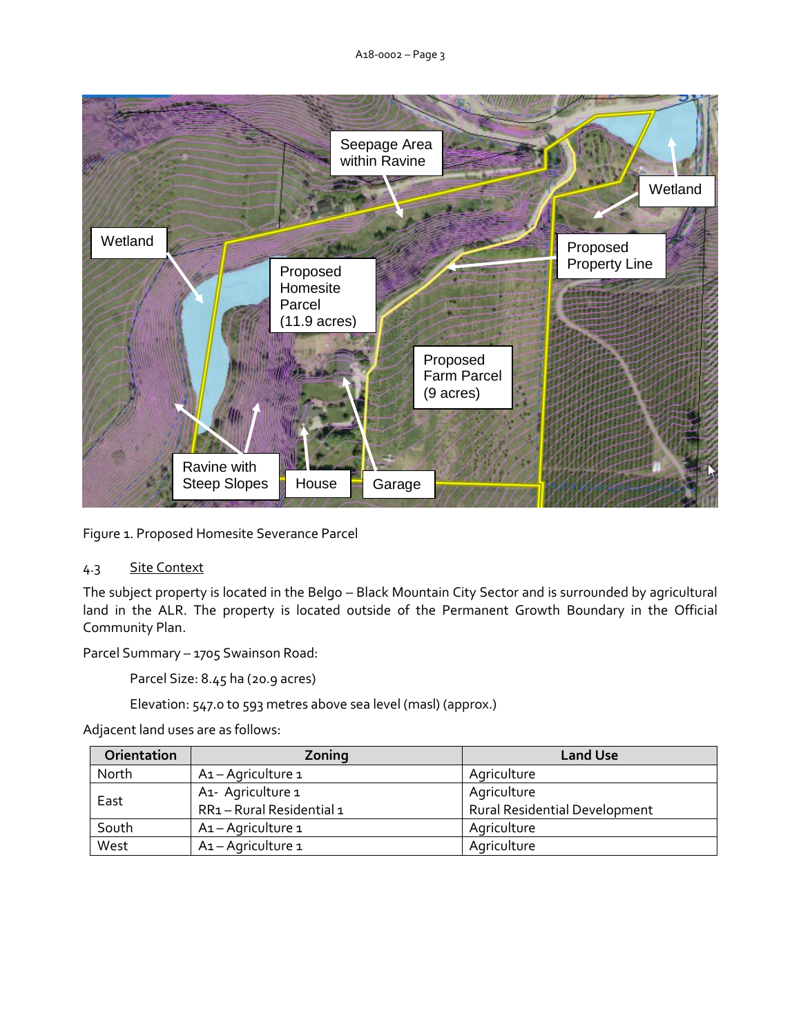Figure 1. Proposed Homesite Severance Parcel

## 4.3 Site Context

The subject property is located in the Belgo – Black Mountain City Sector and is surrounded by agricultural land in the ALR. The property is located outside of the Permanent Growth Boundary in the Official Community Plan.

Parcel Summary – 1705 Swainson Road:

Parcel Size: 8.45 ha (20.9 acres)

Elevation: 547.0 to 593 metres above sea level (masl) (approx.)

Adjacent land uses are as follows:

| Orientation | Zoning | Land Use |
|---|---|---|
| North | A1 – Agriculture 1 | Agriculture |
| East | A1- Agriculture 1<br>RR1 – Rural Residential 1 | Agriculture<br>Rural Residential Development |
| South | A1 – Agriculture 1 | Agriculture |
| West | A1 – Agriculture 1 | Agriculture |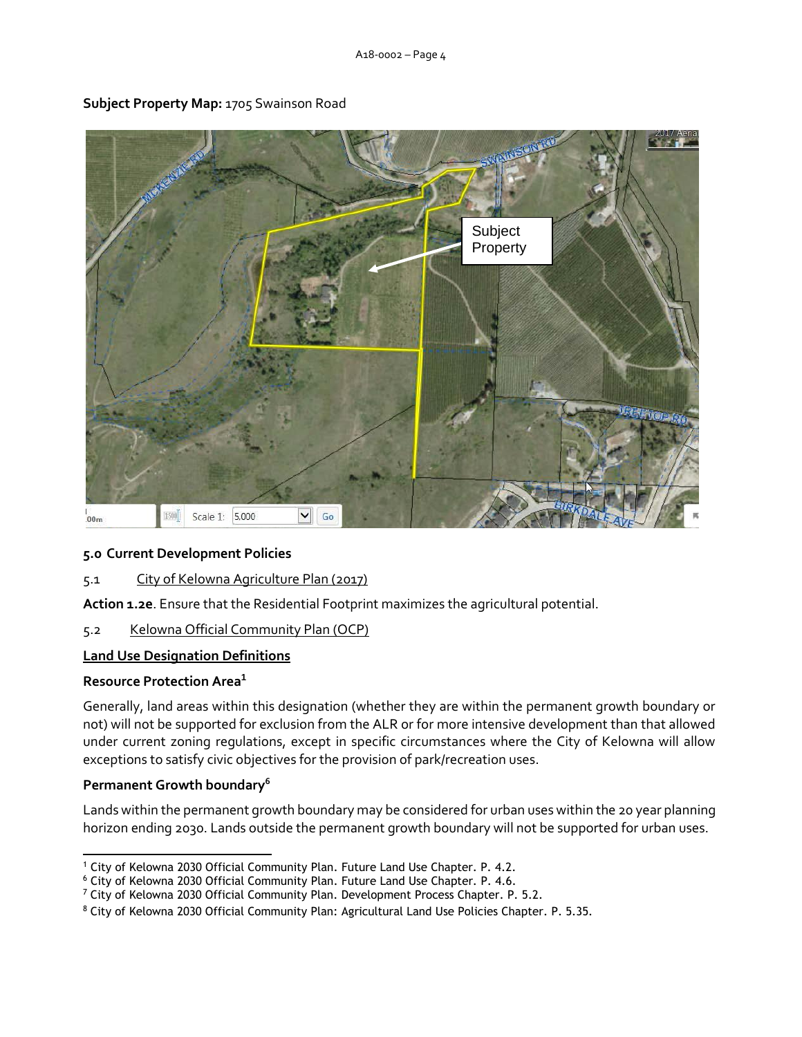**Subject Property Map:** 1705 Swainson Road

## 5.0 Current Development Policies

5.1 City of Kelowna Agriculture Plan (2017)

**Action 1.2e**. Ensure that the Residential Footprint maximizes the agricultural potential.

5.2 Kelowna Official Community Plan (OCP)

**Land Use Designation Definitions**

**Resource Protection Area**[1]

Generally, land areas within this designation (whether they are within the permanent growth boundary or not) will not be supported for exclusion from the ALR or for more intensive development than that allowed under current zoning regulations, except in specific circumstances where the City of Kelowna will allow exceptions to satisfy civic objectives for the provision of park/recreation uses.

**Permanent Growth boundary**[6]

Lands within the permanent growth boundary may be considered for urban uses within the 20 year planning horizon ending 2030. Lands outside the permanent growth boundary will not be supported for urban uses.

---

[1] City of Kelowna 2030 Official Community Plan. Future Land Use Chapter. P. 4.2.

[6] City of Kelowna 2030 Official Community Plan. Future Land Use Chapter. P. 4.6.

[7] City of Kelowna 2030 Official Community Plan. Development Process Chapter. P. 5.2.

[8] City of Kelowna 2030 Official Community Plan: Agricultural Land Use Policies Chapter. P. 5.35.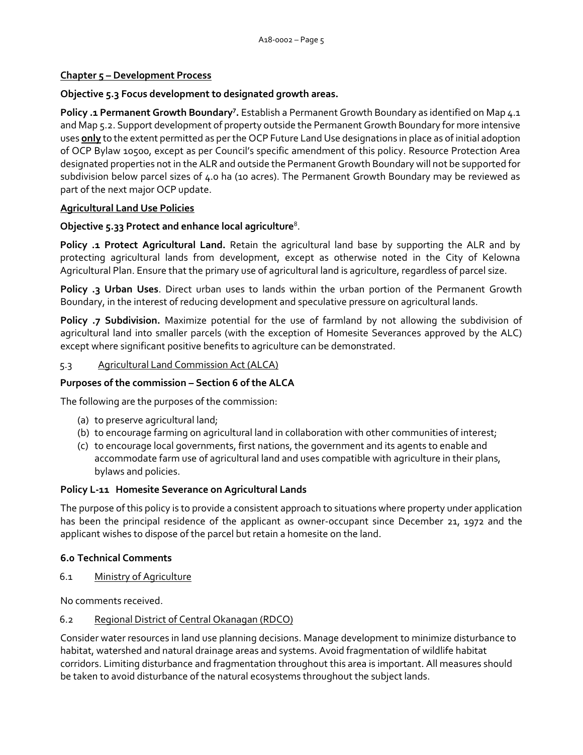**Chapter 5 – Development Process**

**Objective 5.3 Focus development to designated growth areas.**

**Policy .1 Permanent Growth Boundary**[7]**.** Establish a Permanent Growth Boundary as identified on Map 4.1 and Map 5.2. Support development of property outside the Permanent Growth Boundary for more intensive uses **only** to the extent permitted as per the OCP Future Land Use designations in place as of initial adoption of OCP Bylaw 10500, except as per Council's specific amendment of this policy. Resource Protection Area designated properties not in the ALR and outside the Permanent Growth Boundary will not be supported for subdivision below parcel sizes of 4.0 ha (10 acres). The Permanent Growth Boundary may be reviewed as part of the next major OCP update.

**Agricultural Land Use Policies**

**Objective 5.33 Protect and enhance local agriculture**[8].

**Policy .1 Protect Agricultural Land.** Retain the agricultural land base by supporting the ALR and by protecting agricultural lands from development, except as otherwise noted in the City of Kelowna Agricultural Plan. Ensure that the primary use of agricultural land is agriculture, regardless of parcel size.

**Policy .3 Urban Uses**. Direct urban uses to lands within the urban portion of the Permanent Growth Boundary, in the interest of reducing development and speculative pressure on agricultural lands.

**Policy .7 Subdivision.** Maximize potential for the use of farmland by not allowing the subdivision of agricultural land into smaller parcels (with the exception of Homesite Severances approved by the ALC) except where significant positive benefits to agriculture can be demonstrated.

5.3 Agricultural Land Commission Act (ALCA)

**Purposes of the commission – Section 6 of the ALCA**

The following are the purposes of the commission:

(a) to preserve agricultural land;
(b) to encourage farming on agricultural land in collaboration with other communities of interest;
(c) to encourage local governments, first nations, the government and its agents to enable and accommodate farm use of agricultural land and uses compatible with agriculture in their plans, bylaws and policies.

**Policy L-11 Homesite Severance on Agricultural Lands**

The purpose of this policy is to provide a consistent approach to situations where property under application has been the principal residence of the applicant as owner-occupant since December 21, 1972 and the applicant wishes to dispose of the parcel but retain a homesite on the land.

## 6.0 Technical Comments

6.1 Ministry of Agriculture

No comments received.

6.2 Regional District of Central Okanagan (RDCO)

Consider water resources in land use planning decisions. Manage development to minimize disturbance to habitat, watershed and natural drainage areas and systems. Avoid fragmentation of wildlife habitat corridors. Limiting disturbance and fragmentation throughout this area is important. All measures should be taken to avoid disturbance of the natural ecosystems throughout the subject lands.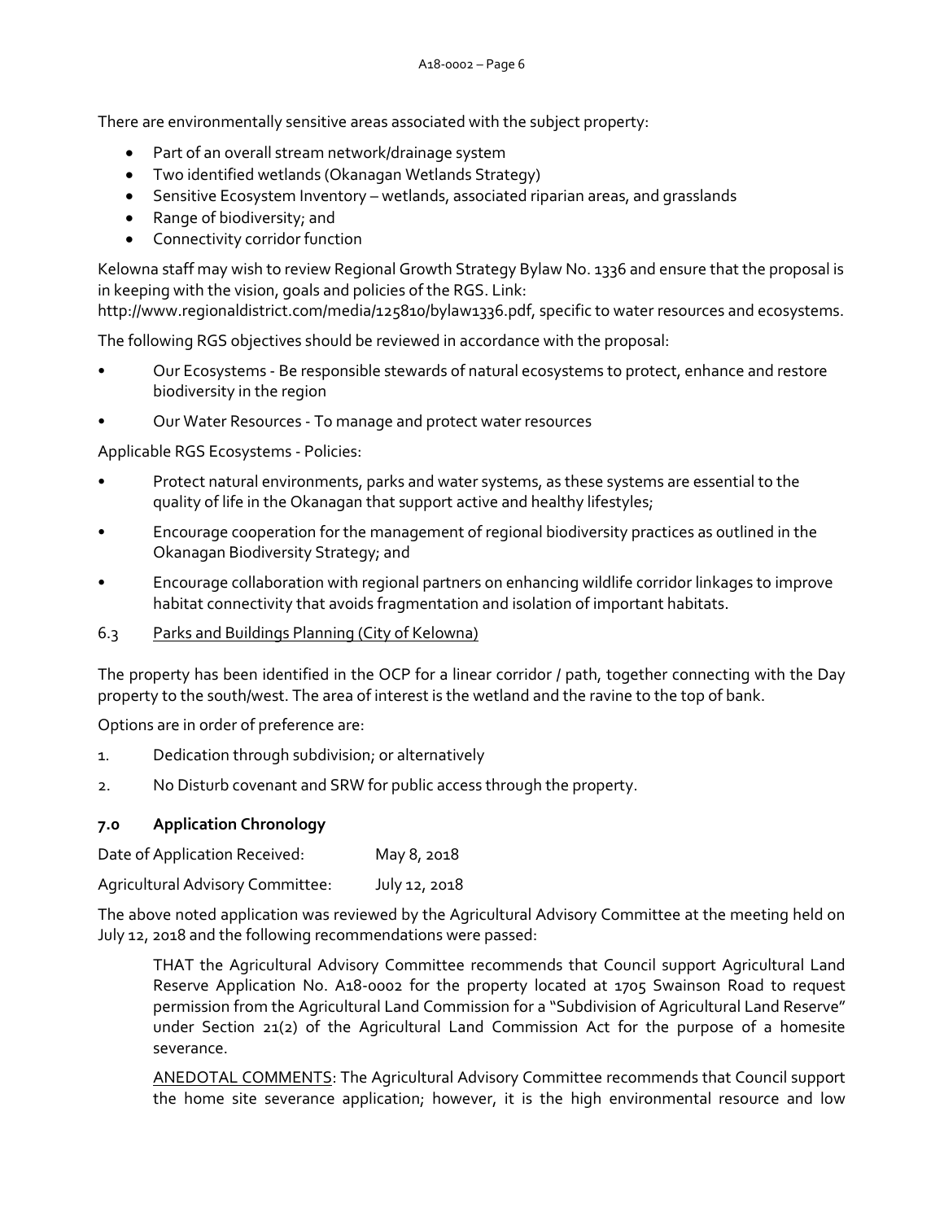There are environmentally sensitive areas associated with the subject property:

- Part of an overall stream network/drainage system
- Two identified wetlands (Okanagan Wetlands Strategy)
- Sensitive Ecosystem Inventory – wetlands, associated riparian areas, and grasslands
- Range of biodiversity; and
- Connectivity corridor function

Kelowna staff may wish to review Regional Growth Strategy Bylaw No. 1336 and ensure that the proposal is in keeping with the vision, goals and policies of the RGS. Link: http://www.regionaldistrict.com/media/125810/bylaw1336.pdf, specific to water resources and ecosystems.

The following RGS objectives should be reviewed in accordance with the proposal:

- Our Ecosystems - Be responsible stewards of natural ecosystems to protect, enhance and restore biodiversity in the region
- Our Water Resources - To manage and protect water resources

Applicable RGS Ecosystems - Policies:

- Protect natural environments, parks and water systems, as these systems are essential to the quality of life in the Okanagan that support active and healthy lifestyles;
- Encourage cooperation for the management of regional biodiversity practices as outlined in the Okanagan Biodiversity Strategy; and
- Encourage collaboration with regional partners on enhancing wildlife corridor linkages to improve habitat connectivity that avoids fragmentation and isolation of important habitats.

6.3 Parks and Buildings Planning (City of Kelowna)

The property has been identified in the OCP for a linear corridor / path, together connecting with the Day property to the south/west. The area of interest is the wetland and the ravine to the top of bank.

Options are in order of preference are:

1. Dedication through subdivision; or alternatively
2. No Disturb covenant and SRW for public access through the property.

## 7.0 Application Chronology

Date of Application Received: May 8, 2018

Agricultural Advisory Committee: July 12, 2018

The above noted application was reviewed by the Agricultural Advisory Committee at the meeting held on July 12, 2018 and the following recommendations were passed:

> THAT the Agricultural Advisory Committee recommends that Council support Agricultural Land Reserve Application No. A18-0002 for the property located at 1705 Swainson Road to request permission from the Agricultural Land Commission for a "Subdivision of Agricultural Land Reserve" under Section 21(2) of the Agricultural Land Commission Act for the purpose of a homesite severance.
>
> ANEDOTAL COMMENTS: The Agricultural Advisory Committee recommends that Council support the home site severance application; however, it is the high environmental resource and low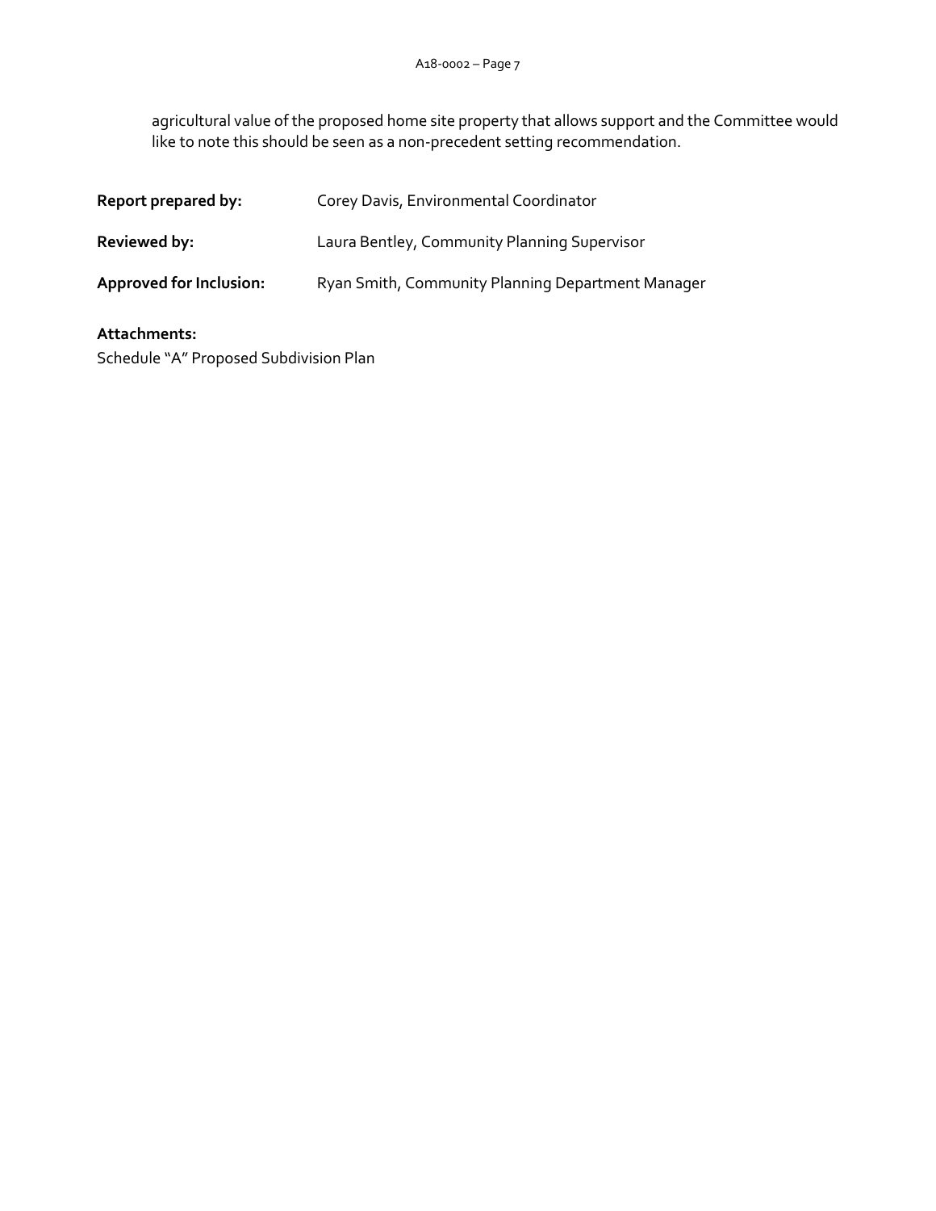agricultural value of the proposed home site property that allows support and the Committee would like to note this should be seen as a non-precedent setting recommendation.

| | |
|---|---|
| **Report prepared by:** | Corey Davis, Environmental Coordinator |
| **Reviewed by:** | Laura Bentley, Community Planning Supervisor |
| **Approved for Inclusion:** | Ryan Smith, Community Planning Department Manager |

**Attachments:**

Schedule "A" Proposed Subdivision Plan